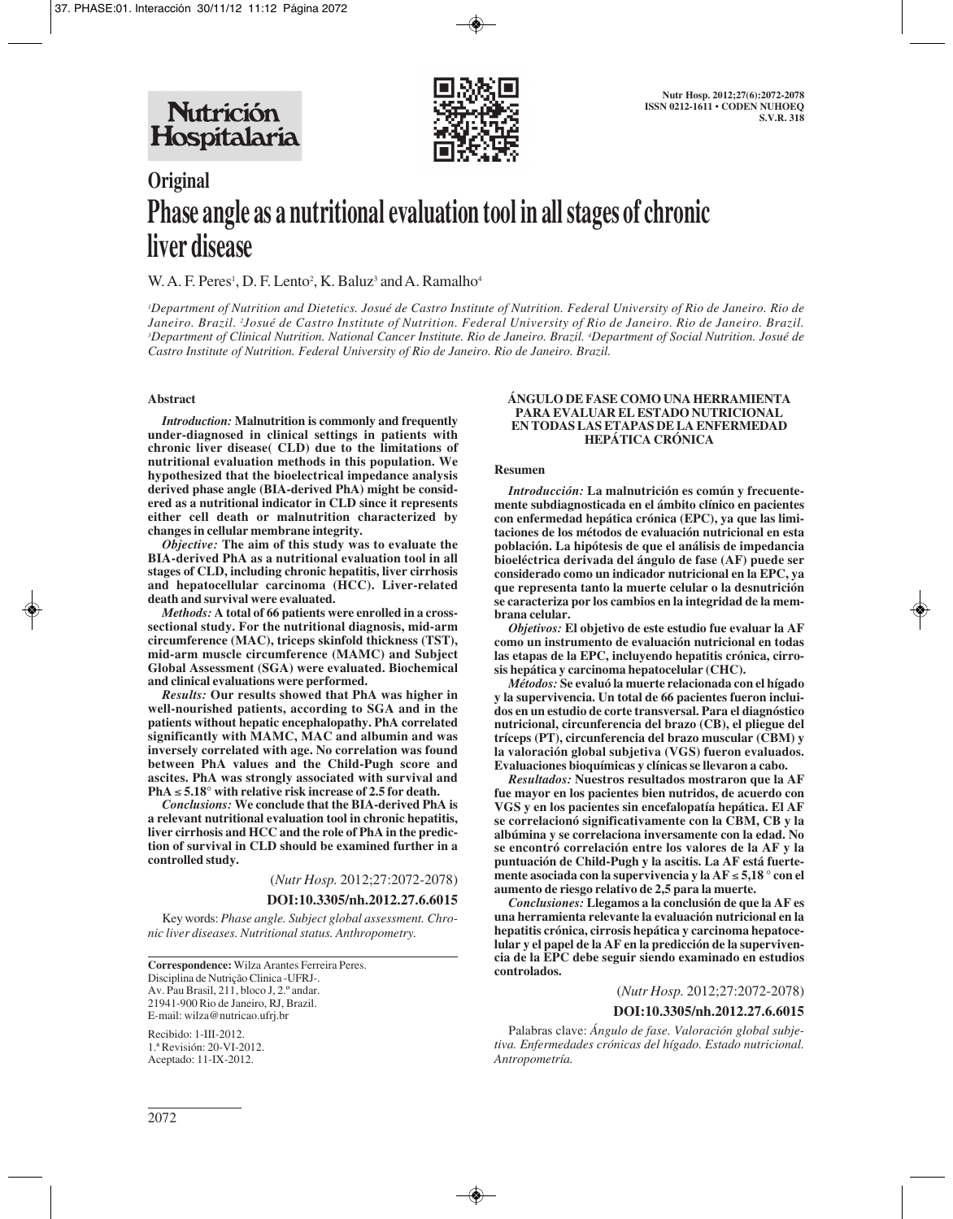# Original

# Phase angle as a nutritional evaluation tool in all stages of chronic liver disease

W. A. F. Peres[1], D. F. Lento[2], K. Baluz[3] and A. Ramalho[4]

[1]*Department of Nutrition and Dietetics. Josué de Castro Institute of Nutrition. Federal University of Rio de Janeiro. Rio de Janeiro. Brazil.* [2]*Josué de Castro Institute of Nutrition. Federal University of Rio de Janeiro. Rio de Janeiro. Brazil.* [3]*Department of Clinical Nutrition. National Cancer Institute. Rio de Janeiro. Brazil.* [4]*Department of Social Nutrition. Josué de Castro Institute of Nutrition. Federal University of Rio de Janeiro. Rio de Janeiro. Brazil.*

### Abstract

***Introduction:*** **Malnutrition is commonly and frequently under-diagnosed in clinical settings in patients with chronic liver disease( CLD) due to the limitations of nutritional evaluation methods in this population. We hypothesized that the bioelectrical impedance analysis derived phase angle (BIA-derived PhA) might be considered as a nutritional indicator in CLD since it represents either cell death or malnutrition characterized by changes in cellular membrane integrity.**

***Objective:*** **The aim of this study was to evaluate the BIA-derived PhA as a nutritional evaluation tool in all stages of CLD, including chronic hepatitis, liver cirrhosis and hepatocellular carcinoma (HCC). Liver-related death and survival were evaluated.**

***Methods:*** **A total of 66 patients were enrolled in a cross-sectional study. For the nutritional diagnosis, mid-arm circumference (MAC), triceps skinfold thickness (TST), mid-arm muscle circumference (MAMC) and Subject Global Assessment (SGA) were evaluated. Biochemical and clinical evaluations were performed.**

***Results:*** **Our results showed that PhA was higher in well-nourished patients, according to SGA and in the patients without hepatic encephalopathy. PhA correlated significantly with MAMC, MAC and albumin and was inversely correlated with age. No correlation was found between PhA values and the Child-Pugh score and ascites. PhA was strongly associated with survival and PhA ≤ 5.18° with relative risk increase of 2.5 for death.**

***Conclusions:*** **We conclude that the BIA-derived PhA is a relevant nutritional evaluation tool in chronic hepatitis, liver cirrhosis and HCC and the role of PhA in the prediction of survival in CLD should be examined further in a controlled study.**

(*Nutr Hosp.* 2012;27:2072-2078)

**DOI:10.3305/nh.2012.27.6.6015**

Key words: *Phase angle. Subject global assessment. Chronic liver diseases. Nutritional status. Anthropometry.*

**Correspondence:** Wilza Arantes Ferreira Peres.
Disciplina de Nutrição Clinica -UFRJ-.
Av. Pau Brasil, 211, bloco J, 2.º andar.
21941-900 Rio de Janeiro, RJ, Brazil.
E-mail: wilza@nutricao.ufrj.br

Recibido: 1-III-2012.
1.ª Revisión: 20-VI-2012.
Aceptado: 11-IX-2012.

### ÁNGULO DE FASE COMO UNA HERRAMIENTA PARA EVALUAR EL ESTADO NUTRICIONAL EN TODAS LAS ETAPAS DE LA ENFERMEDAD HEPÁTICA CRÓNICA

### Resumen

***Introducción:*** **La malnutrición es común y frecuentemente subdiagnosticada en el ámbito clínico en pacientes con enfermedad hepática crónica (EPC), ya que las limitaciones de los métodos de evaluación nutricional en esta población. La hipótesis de que el análisis de impedancia bioeléctrica derivada del ángulo de fase (AF) puede ser considerado como un indicador nutricional en la EPC, ya que representa tanto la muerte celular o la desnutrición se caracteriza por los cambios en la integridad de la membrana celular.**

***Objetivos:*** **El objetivo de este estudio fue evaluar la AF como un instrumento de evaluación nutricional en todas las etapas de la EPC, incluyendo hepatitis crónica, cirrosis hepática y carcinoma hepatocelular (CHC).**

***Métodos:*** **Se evaluó la muerte relacionada con el hígado y la supervivencia. Un total de 66 pacientes fueron incluidos en un estudio de corte transversal. Para el diagnóstico nutricional, circunferencia del brazo (CB), el pliegue del tríceps (PT), circunferencia del brazo muscular (CBM) y la valoración global subjetiva (VGS) fueron evaluados. Evaluaciones bioquímicas y clínicas se llevaron a cabo.**

***Resultados:*** **Nuestros resultados mostraron que la AF fue mayor en los pacientes bien nutridos, de acuerdo con VGS y en los pacientes sin encefalopatía hepática. El AF se correlacionó significativamente con la CBM, CB y la albúmina y se correlaciona inversamente con la edad. No se encontró correlación entre los valores de la AF y la puntuación de Child-Pugh y la ascitis. La AF está fuertemente asociada con la supervivencia y la AF ≤ 5,18 ° con el aumento de riesgo relativo de 2,5 para la muerte.**

***Conclusiones:*** **Llegamos a la conclusión de que la AF es una herramienta relevante la evaluación nutricional en la hepatitis crónica, cirrosis hepática y carcinoma hepatocelular y el papel de la AF en la predicción de la supervivencia de la EPC debe seguir siendo examinado en estudios controlados.**

(*Nutr Hosp.* 2012;27:2072-2078)

**DOI:10.3305/nh.2012.27.6.6015**

Palabras clave: *Ángulo de fase. Valoración global subjetiva. Enfermedades crónicas del hígado. Estado nutricional. Antropometría.*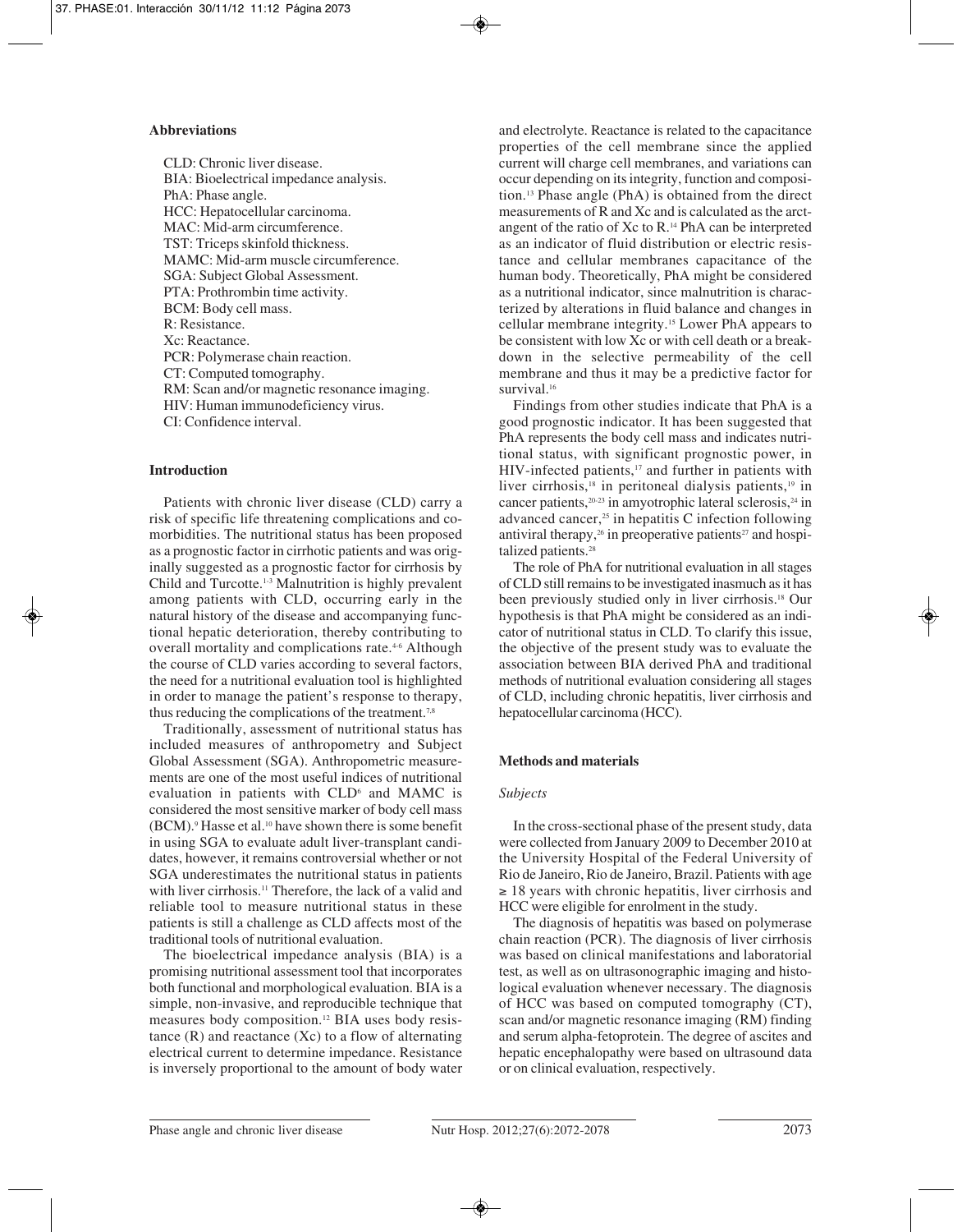### Abbreviations

CLD: Chronic liver disease.
BIA: Bioelectrical impedance analysis.
PhA: Phase angle.
HCC: Hepatocellular carcinoma.
MAC: Mid-arm circumference.
TST: Triceps skinfold thickness.
MAMC: Mid-arm muscle circumference.
SGA: Subject Global Assessment.
PTA: Prothrombin time activity.
BCM: Body cell mass.
R: Resistance.
Xc: Reactance.
PCR: Polymerase chain reaction.
CT: Computed tomography.
RM: Scan and/or magnetic resonance imaging.
HIV: Human immunodeficiency virus.
CI: Confidence interval.

### Introduction

Patients with chronic liver disease (CLD) carry a risk of specific life threatening complications and co-morbidities. The nutritional status has been proposed as a prognostic factor in cirrhotic patients and was originally suggested as a prognostic factor for cirrhosis by Child and Turcotte.[1-3] Malnutrition is highly prevalent among patients with CLD, occurring early in the natural history of the disease and accompanying functional hepatic deterioration, thereby contributing to overall mortality and complications rate.[4-6] Although the course of CLD varies according to several factors, the need for a nutritional evaluation tool is highlighted in order to manage the patient's response to therapy, thus reducing the complications of the treatment.[7,8]

Traditionally, assessment of nutritional status has included measures of anthropometry and Subject Global Assessment (SGA). Anthropometric measurements are one of the most useful indices of nutritional evaluation in patients with CLD[6] and MAMC is considered the most sensitive marker of body cell mass (BCM).[9] Hasse et al.[10] have shown there is some benefit in using SGA to evaluate adult liver-transplant candidates, however, it remains controversial whether or not SGA underestimates the nutritional status in patients with liver cirrhosis.[11] Therefore, the lack of a valid and reliable tool to measure nutritional status in these patients is still a challenge as CLD affects most of the traditional tools of nutritional evaluation.

The bioelectrical impedance analysis (BIA) is a promising nutritional assessment tool that incorporates both functional and morphological evaluation. BIA is a simple, non-invasive, and reproducible technique that measures body composition.[12] BIA uses body resistance (R) and reactance (Xc) to a flow of alternating electrical current to determine impedance. Resistance is inversely proportional to the amount of body water and electrolyte. Reactance is related to the capacitance properties of the cell membrane since the applied current will charge cell membranes, and variations can occur depending on its integrity, function and composition.[13] Phase angle (PhA) is obtained from the direct measurements of R and Xc and is calculated as the arctangent of the ratio of Xc to R.[14] PhA can be interpreted as an indicator of fluid distribution or electric resistance and cellular membranes capacitance of the human body. Theoretically, PhA might be considered as a nutritional indicator, since malnutrition is characterized by alterations in fluid balance and changes in cellular membrane integrity.[15] Lower PhA appears to be consistent with low Xc or with cell death or a breakdown in the selective permeability of the cell membrane and thus it may be a predictive factor for survival.[16]

Findings from other studies indicate that PhA is a good prognostic indicator. It has been suggested that PhA represents the body cell mass and indicates nutritional status, with significant prognostic power, in HIV-infected patients,[17] and further in patients with liver cirrhosis,[18] in peritoneal dialysis patients,[19] in cancer patients,[20-23] in amyotrophic lateral sclerosis,[24] in advanced cancer,[25] in hepatitis C infection following antiviral therapy,[26] in preoperative patients[27] and hospitalized patients.[28]

The role of PhA for nutritional evaluation in all stages of CLD still remains to be investigated inasmuch as it has been previously studied only in liver cirrhosis.[18] Our hypothesis is that PhA might be considered as an indicator of nutritional status in CLD. To clarify this issue, the objective of the present study was to evaluate the association between BIA derived PhA and traditional methods of nutritional evaluation considering all stages of CLD, including chronic hepatitis, liver cirrhosis and hepatocellular carcinoma (HCC).

### Methods and materials

#### *Subjects*

In the cross-sectional phase of the present study, data were collected from January 2009 to December 2010 at the University Hospital of the Federal University of Rio de Janeiro, Rio de Janeiro, Brazil. Patients with age ≥ 18 years with chronic hepatitis, liver cirrhosis and HCC were eligible for enrolment in the study.

The diagnosis of hepatitis was based on polymerase chain reaction (PCR). The diagnosis of liver cirrhosis was based on clinical manifestations and laboratorial test, as well as on ultrasonographic imaging and histological evaluation whenever necessary. The diagnosis of HCC was based on computed tomography (CT), scan and/or magnetic resonance imaging (RM) finding and serum alpha-fetoprotein. The degree of ascites and hepatic encephalopathy were based on ultrasound data or on clinical evaluation, respectively.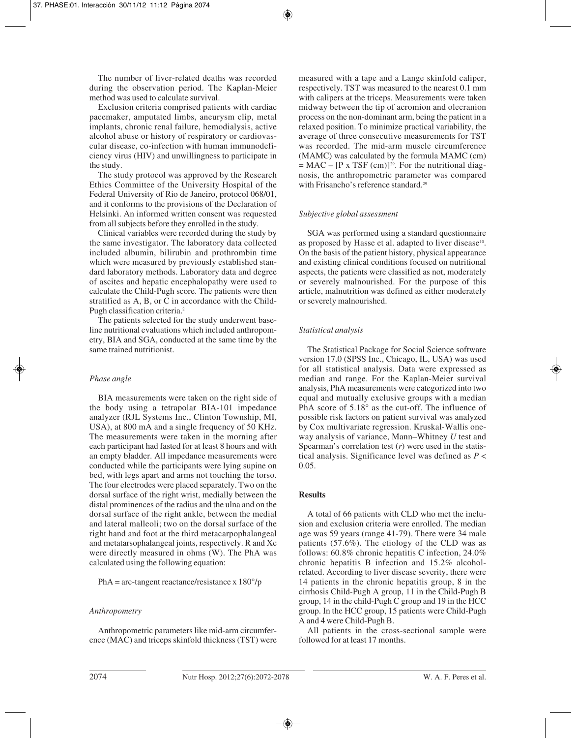The number of liver-related deaths was recorded during the observation period. The Kaplan-Meier method was used to calculate survival.

Exclusion criteria comprised patients with cardiac pacemaker, amputated limbs, aneurysm clip, metal implants, chronic renal failure, hemodialysis, active alcohol abuse or history of respiratory or cardiovascular disease, co-infection with human immunodeficiency virus (HIV) and unwillingness to participate in the study.

The study protocol was approved by the Research Ethics Committee of the University Hospital of the Federal University of Rio de Janeiro, protocol 068/01, and it conforms to the provisions of the Declaration of Helsinki. An informed written consent was requested from all subjects before they enrolled in the study.

Clinical variables were recorded during the study by the same investigator. The laboratory data collected included albumin, bilirubin and prothrombin time which were measured by previously established standard laboratory methods. Laboratory data and degree of ascites and hepatic encephalopathy were used to calculate the Child-Pugh score. The patients were then stratified as A, B, or C in accordance with the Child-Pugh classification criteria.[2]

The patients selected for the study underwent baseline nutritional evaluations which included anthropometry, BIA and SGA, conducted at the same time by the same trained nutritionist.

### *Phase angle*

BIA measurements were taken on the right side of the body using a tetrapolar BIA-101 impedance analyzer (RJL Systems Inc., Clinton Township, MI, USA), at 800 mA and a single frequency of 50 KHz. The measurements were taken in the morning after each participant had fasted for at least 8 hours and with an empty bladder. All impedance measurements were conducted while the participants were lying supine on bed, with legs apart and arms not touching the torso. The four electrodes were placed separately. Two on the dorsal surface of the right wrist, medially between the distal prominences of the radius and the ulna and on the dorsal surface of the right ankle, between the medial and lateral malleoli; two on the dorsal surface of the right hand and foot at the third metacarpophalangeal and metatarsophalangeal joints, respectively. R and Xc were directly measured in ohms (W). The PhA was calculated using the following equation:

PhA = arc-tangent reactance/resistance x 180°/p

### *Anthropometry*

Anthropometric parameters like mid-arm circumference (MAC) and triceps skinfold thickness (TST) were measured with a tape and a Lange skinfold caliper, respectively. TST was measured to the nearest 0.1 mm with calipers at the triceps. Measurements were taken midway between the tip of acromion and olecranion process on the non-dominant arm, being the patient in a relaxed position. To minimize practical variability, the average of three consecutive measurements for TST was recorded. The mid-arm muscle circumference (MAMC) was calculated by the formula MAMC (cm) = MAC – [P x TSF (cm)][29]. For the nutritional diagnosis, the anthropometric parameter was compared with Frisancho's reference standard.[29]

### *Subjective global assessment*

SGA was performed using a standard questionnaire as proposed by Hasse et al. adapted to liver disease[10]. On the basis of the patient history, physical appearance and existing clinical conditions focused on nutritional aspects, the patients were classified as not, moderately or severely malnourished. For the purpose of this article, malnutrition was defined as either moderately or severely malnourished.

### *Statistical analysis*

The Statistical Package for Social Science software version 17.0 (SPSS Inc., Chicago, IL, USA) was used for all statistical analysis. Data were expressed as median and range. For the Kaplan-Meier survival analysis, PhA measurements were categorized into two equal and mutually exclusive groups with a median PhA score of 5.18° as the cut-off. The influence of possible risk factors on patient survival was analyzed by Cox multivariate regression. Kruskal-Wallis one-way analysis of variance, Mann–Whitney *U* test and Spearman's correlation test (*r*) were used in the statistical analysis. Significance level was defined as $P < 0.05$.

## **Results**

A total of 66 patients with CLD who met the inclusion and exclusion criteria were enrolled. The median age was 59 years (range 41-79). There were 34 male patients (57.6%). The etiology of the CLD was as follows: 60.8% chronic hepatitis C infection, 24.0% chronic hepatitis B infection and 15.2% alcohol-related. According to liver disease severity, there were 14 patients in the chronic hepatitis group, 8 in the cirrhosis Child-Pugh A group, 11 in the Child-Pugh B group, 14 in the child-Pugh C group and 19 in the HCC group. In the HCC group, 15 patients were Child-Pugh A and 4 were Child-Pugh B.

All patients in the cross-sectional sample were followed for at least 17 months.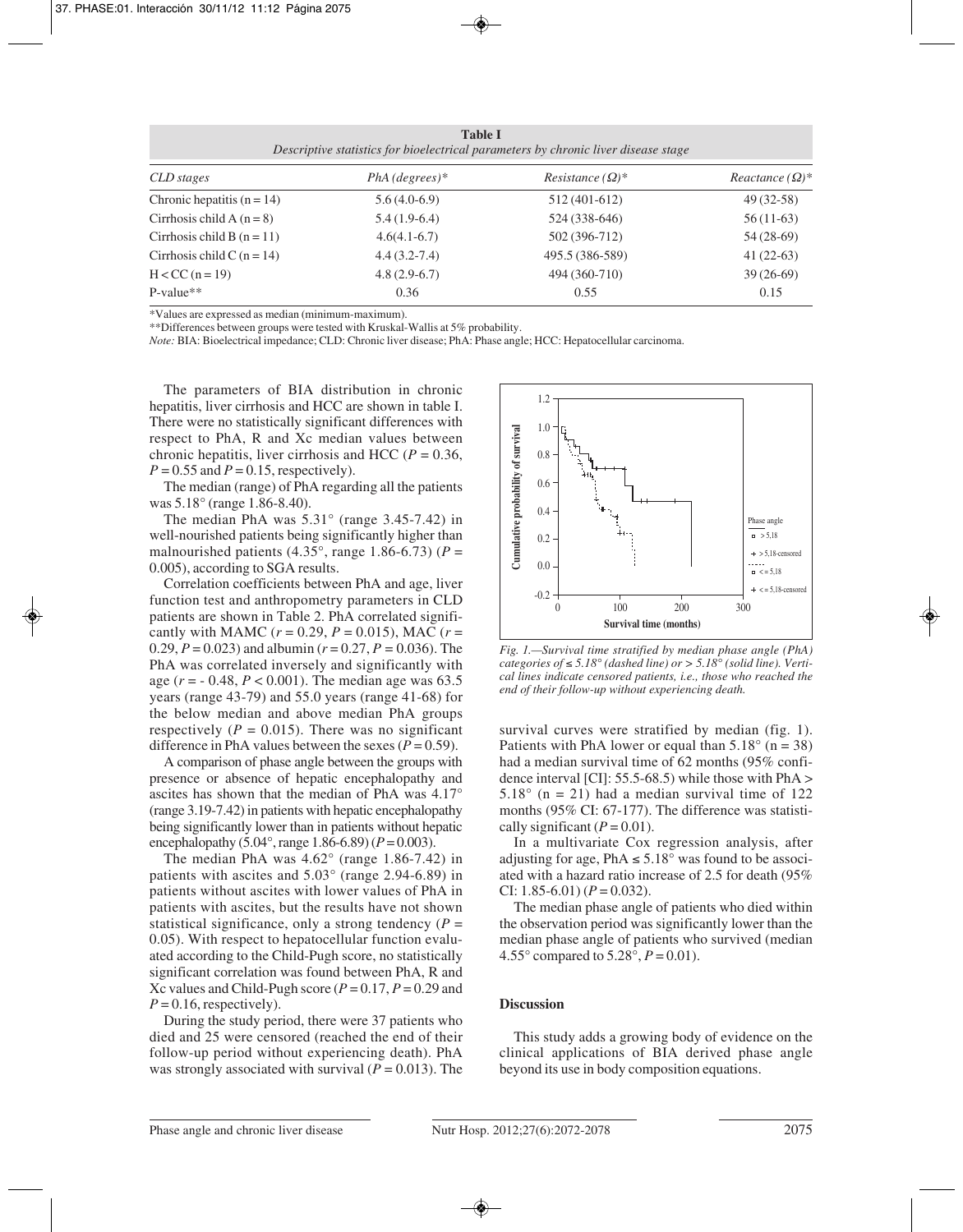**Table I**
*Descriptive statistics for bioelectrical parameters by chronic liver disease stage*

| *CLD stages* | *PhA (degrees)\** | *Resistance (Ω)\** | *Reactance (Ω)\** |
|---|---|---|---|
| Chronic hepatitis (n = 14) | 5.6 (4.0-6.9) | 512 (401-612) | 49 (32-58) |
| Cirrhosis child A (n = 8) | 5.4 (1.9-6.4) | 524 (338-646) | 56 (11-63) |
| Cirrhosis child B (n = 11) | 4.6(4.1-6.7) | 502 (396-712) | 54 (28-69) |
| Cirrhosis child C (n = 14) | 4.4 (3.2-7.4) | 495.5 (386-589) | 41 (22-63) |
| H < CC (n = 19) | 4.8 (2.9-6.7) | 494 (360-710) | 39 (26-69) |
| P-value\*\* | 0.36 | 0.55 | 0.15 |

\*Values are expressed as median (minimum-maximum).
\*\*Differences between groups were tested with Kruskal-Wallis at 5% probability.
*Note:* BIA: Bioelectrical impedance; CLD: Chronic liver disease; PhA: Phase angle; HCC: Hepatocellular carcinoma.

The parameters of BIA distribution in chronic hepatitis, liver cirrhosis and HCC are shown in table I. There were no statistically significant differences with respect to PhA, R and Xc median values between chronic hepatitis, liver cirrhosis and HCC ($P = 0.36$, $P = 0.55$ and $P = 0.15$, respectively).

The median (range) of PhA regarding all the patients was 5.18° (range 1.86-8.40).

The median PhA was 5.31° (range 3.45-7.42) in well-nourished patients being significantly higher than malnourished patients (4.35°, range 1.86-6.73) ($P = 0.005$), according to SGA results.

Correlation coefficients between PhA and age, liver function test and anthropometry parameters in CLD patients are shown in Table 2. PhA correlated significantly with MAMC ($r = 0.29$, $P = 0.015$), MAC ($r = 0.29$, $P = 0.023$) and albumin ($r = 0.27$, $P = 0.036$). The PhA was correlated inversely and significantly with age ($r = -0.48$, $P < 0.001$). The median age was 63.5 years (range 43-79) and 55.0 years (range 41-68) for the below median and above median PhA groups respectively ($P = 0.015$). There was no significant difference in PhA values between the sexes ($P = 0.59$).

A comparison of phase angle between the groups with presence or absence of hepatic encephalopathy and ascites has shown that the median of PhA was 4.17° (range 3.19-7.42) in patients with hepatic encephalopathy being significantly lower than in patients without hepatic encephalopathy (5.04°, range 1.86-6.89) ($P = 0.003$).

The median PhA was 4.62° (range 1.86-7.42) in patients with ascites and 5.03° (range 2.94-6.89) in patients without ascites with lower values of PhA in patients with ascites, but the results have not shown statistical significance, only a strong tendency ($P = 0.05$). With respect to hepatocellular function evaluated according to the Child-Pugh score, no statistically significant correlation was found between PhA, R and Xc values and Child-Pugh score ($P = 0.17$, $P = 0.29$ and $P = 0.16$, respectively).

During the study period, there were 37 patients who died and 25 were censored (reached the end of their follow-up period without experiencing death). PhA was strongly associated with survival ($P = 0.013$). The survival curves were stratified by median (fig. 1). Patients with PhA lower or equal than 5.18° (n = 38) had a median survival time of 62 months (95% confidence interval [CI]: 55.5-68.5) while those with PhA > 5.18° (n = 21) had a median survival time of 122 months (95% CI: 67-177). The difference was statistically significant ($P = 0.01$).

*Fig. 1.—Survival time stratified by median phase angle (PhA) categories of ≤ 5.18° (dashed line) or > 5.18° (solid line). Vertical lines indicate censored patients, i.e., those who reached the end of their follow-up without experiencing death.*

In a multivariate Cox regression analysis, after adjusting for age, PhA ≤ 5.18° was found to be associated with a hazard ratio increase of 2.5 for death (95% CI: 1.85-6.01) ($P = 0.032$).

The median phase angle of patients who died within the observation period was significantly lower than the median phase angle of patients who survived (median 4.55° compared to 5.28°, $P = 0.01$).

## Discussion

This study adds a growing body of evidence on the clinical applications of BIA derived phase angle beyond its use in body composition equations.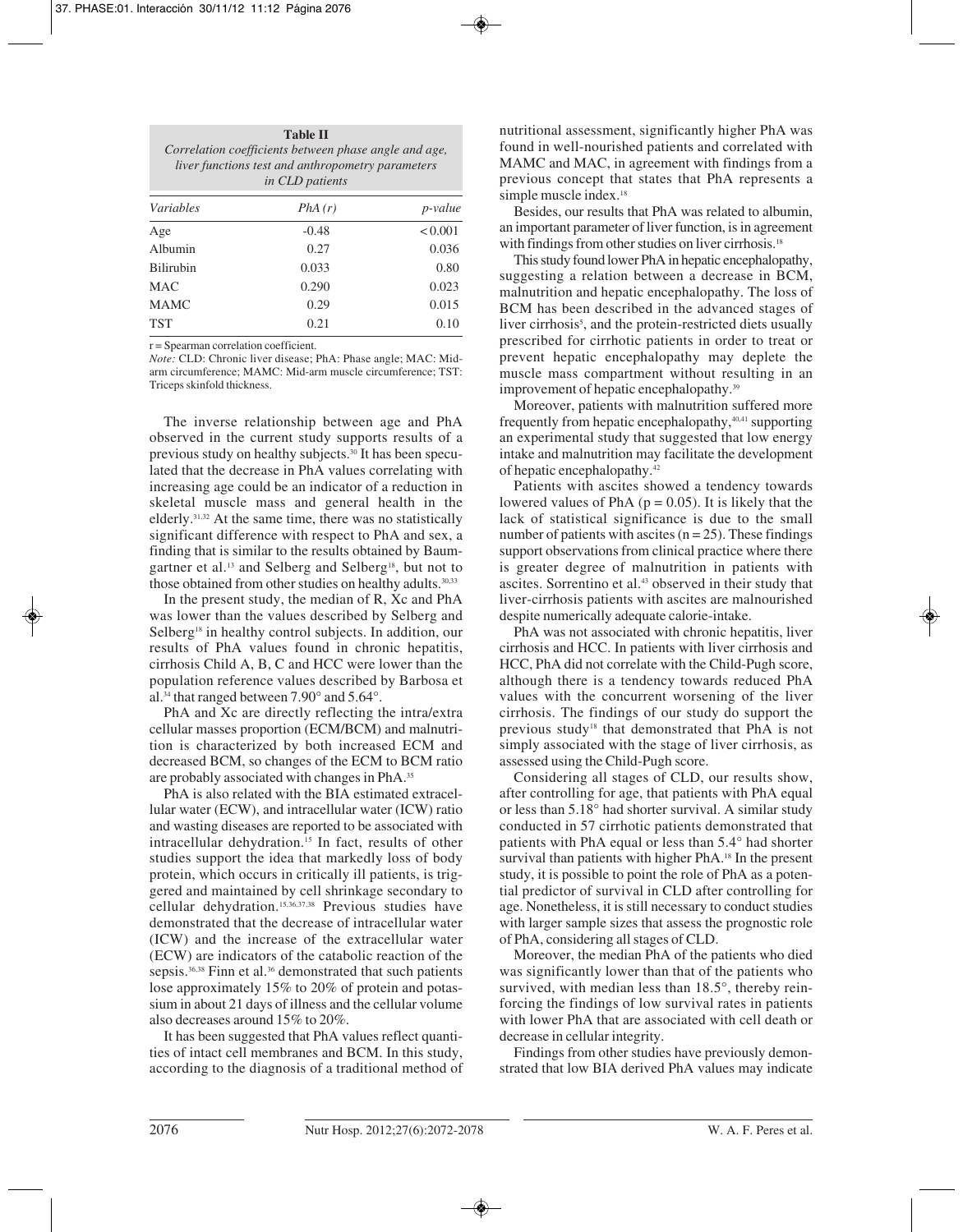**Table II**
*Correlation coefficients between phase angle and age, liver functions test and anthropometry parameters in CLD patients*

| *Variables* | *PhA (r)* | *p-value* |
|---|---|---|
| Age | -0.48 | < 0.001 |
| Albumin | 0.27 | 0.036 |
| Bilirubin | 0.033 | 0.80 |
| MAC | 0.290 | 0.023 |
| MAMC | 0.29 | 0.015 |
| TST | 0.21 | 0.10 |

r = Spearman correlation coefficient.
*Note:* CLD: Chronic liver disease; PhA: Phase angle; MAC: Mid-arm circumference; MAMC: Mid-arm muscle circumference; TST: Triceps skinfold thickness.

The inverse relationship between age and PhA observed in the current study supports results of a previous study on healthy subjects.[30] It has been speculated that the decrease in PhA values correlating with increasing age could be an indicator of a reduction in skeletal muscle mass and general health in the elderly.[31,32] At the same time, there was no statistically significant difference with respect to PhA and sex, a finding that is similar to the results obtained by Baumgartner et al.[13] and Selberg and Selberg[18], but not to those obtained from other studies on healthy adults.[30,33]

In the present study, the median of R, Xc and PhA was lower than the values described by Selberg and Selberg[18] in healthy control subjects. In addition, our results of PhA values found in chronic hepatitis, cirrhosis Child A, B, C and HCC were lower than the population reference values described by Barbosa et al.[34] that ranged between 7.90° and 5.64°.

PhA and Xc are directly reflecting the intra/extra cellular masses proportion (ECM/BCM) and malnutrition is characterized by both increased ECM and decreased BCM, so changes of the ECM to BCM ratio are probably associated with changes in PhA.[35]

PhA is also related with the BIA estimated extracellular water (ECW), and intracellular water (ICW) ratio and wasting diseases are reported to be associated with intracellular dehydration.[15] In fact, results of other studies support the idea that markedly loss of body protein, which occurs in critically ill patients, is triggered and maintained by cell shrinkage secondary to cellular dehydration.[15,36,37,38] Previous studies have demonstrated that the decrease of intracellular water (ICW) and the increase of the extracellular water (ECW) are indicators of the catabolic reaction of the sepsis.[36,38] Finn et al.[36] demonstrated that such patients lose approximately 15% to 20% of protein and potassium in about 21 days of illness and the cellular volume also decreases around 15% to 20%.

It has been suggested that PhA values reflect quantities of intact cell membranes and BCM. In this study, according to the diagnosis of a traditional method of nutritional assessment, significantly higher PhA was found in well-nourished patients and correlated with MAMC and MAC, in agreement with findings from a previous concept that states that PhA represents a simple muscle index.[18]

Besides, our results that PhA was related to albumin, an important parameter of liver function, is in agreement with findings from other studies on liver cirrhosis.[18]

This study found lower PhA in hepatic encephalopathy, suggesting a relation between a decrease in BCM, malnutrition and hepatic encephalopathy. The loss of BCM has been described in the advanced stages of liver cirrhosis[5], and the protein-restricted diets usually prescribed for cirrhotic patients in order to treat or prevent hepatic encephalopathy may deplete the muscle mass compartment without resulting in an improvement of hepatic encephalopathy.[39]

Moreover, patients with malnutrition suffered more frequently from hepatic encephalopathy,[40,41] supporting an experimental study that suggested that low energy intake and malnutrition may facilitate the development of hepatic encephalopathy.[42]

Patients with ascites showed a tendency towards lowered values of PhA ($p = 0.05$). It is likely that the lack of statistical significance is due to the small number of patients with ascites ($n = 25$). These findings support observations from clinical practice where there is greater degree of malnutrition in patients with ascites. Sorrentino et al.[43] observed in their study that liver-cirrhosis patients with ascites are malnourished despite numerically adequate calorie-intake.

PhA was not associated with chronic hepatitis, liver cirrhosis and HCC. In patients with liver cirrhosis and HCC, PhA did not correlate with the Child-Pugh score, although there is a tendency towards reduced PhA values with the concurrent worsening of the liver cirrhosis. The findings of our study do support the previous study[18] that demonstrated that PhA is not simply associated with the stage of liver cirrhosis, as assessed using the Child-Pugh score.

Considering all stages of CLD, our results show, after controlling for age, that patients with PhA equal or less than 5.18° had shorter survival. A similar study conducted in 57 cirrhotic patients demonstrated that patients with PhA equal or less than 5.4° had shorter survival than patients with higher PhA.[18] In the present study, it is possible to point the role of PhA as a potential predictor of survival in CLD after controlling for age. Nonetheless, it is still necessary to conduct studies with larger sample sizes that assess the prognostic role of PhA, considering all stages of CLD.

Moreover, the median PhA of the patients who died was significantly lower than that of the patients who survived, with median less than 18.5°, thereby reinforcing the findings of low survival rates in patients with lower PhA that are associated with cell death or decrease in cellular integrity.

Findings from other studies have previously demonstrated that low BIA derived PhA values may indicate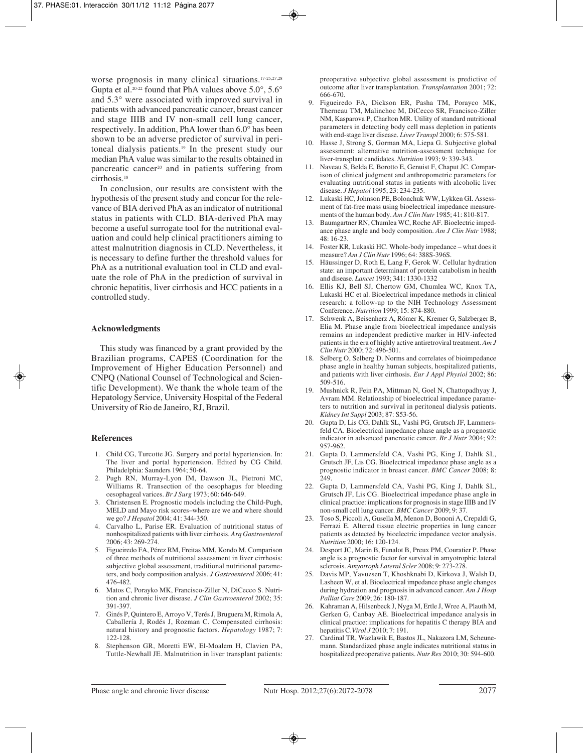worse prognosis in many clinical situations.[17-25,27,28] Gupta et al.[20-22] found that PhA values above 5.0°, 5.6° and 5.3° were associated with improved survival in patients with advanced pancreatic cancer, breast cancer and stage IIIB and IV non-small cell lung cancer, respectively. In addition, PhA lower than 6.0° has been shown to be an adverse predictor of survival in peritoneal dialysis patients.[19] In the present study our median PhA value was similar to the results obtained in pancreatic cancer[20] and in patients suffering from cirrhosis.[18]

In conclusion, our results are consistent with the hypothesis of the present study and concur for the relevance of BIA derived PhA as an indicator of nutritional status in patients with CLD. BIA-derived PhA may become a useful surrogate tool for the nutritional evaluation and could help clinical practitioners aiming to attest malnutrition diagnosis in CLD. Nevertheless, it is necessary to define further the threshold values for PhA as a nutritional evaluation tool in CLD and evaluate the role of PhA in the prediction of survival in chronic hepatitis, liver cirrhosis and HCC patients in a controlled study.

## Acknowledgments

This study was financed by a grant provided by the Brazilian programs, CAPES (Coordination for the Improvement of Higher Education Personnel) and CNPQ (National Counsel of Technological and Scientific Development). We thank the whole team of the Hepatology Service, University Hospital of the Federal University of Rio de Janeiro, RJ, Brazil.

## References

1. Child CG, Turcotte JG. Surgery and portal hypertension. In: The liver and portal hypertension. Edited by CG Child. Philadelphia: Saunders 1964; 50-64.
2. Pugh RN, Murray-Lyon IM, Dawson JL, Pietroni MC, Williams R. Transection of the oesophagus for bleeding oesophageal varices. *Br J Surg* 1973; 60: 646-649.
3. Christensen E. Prognostic models including the Child-Pugh, MELD and Mayo risk scores–where are we and where should we go? *J Hepatol* 2004; 41: 344-350.
4. Carvalho L, Parise ER. Evaluation of nutritional status of nonhospitalized patients with liver cirrhosis. *Arq Gastroenterol* 2006; 43: 269-274.
5. Figueiredo FA, Pérez RM, Freitas MM, Kondo M. Comparison of three methods of nutritional assessment in liver cirrhosis: subjective global assessment, traditional nutritional parameters, and body composition analysis. *J Gastroenterol* 2006; 41: 476-482.
6. Matos C, Porayko MK, Francisco-Ziller N, DiCecco S. Nutrition and chronic liver disease. *J Clin Gastroenterol* 2002; 35: 391-397.
7. Ginés P, Quintero E, Arroyo V, Terés J, Bruguera M, Rimola A, Caballería J, Rodés J, Rozman C. Compensated cirrhosis: natural history and prognostic factors. *Hepatology* 1987; 7: 122-128.
8. Stephenson GR, Moretti EW, El-Moalem H, Clavien PA, Tuttle-Newhall JE. Malnutrition in liver transplant patients: preoperative subjective global assessment is predictive of outcome after liver transplantation. *Transplantation* 2001; 72: 666-670.
9. Figueiredo FA, Dickson ER, Pasha TM, Porayco MK, Therneau TM, Malinchoc M, DiCecco SR, Francisco-Ziller NM, Kasparova P, Charlton MR. Utility of standard nutritional parameters in detecting body cell mass depletion in patients with end-stage liver disease. *Liver Transpl* 2000; 6: 575-581.
10. Hasse J, Strong S, Gorman MA, Liepa G. Subjective global assessment: alternative nutrition-assessment technique for liver-transplant candidates. *Nutrition* 1993; 9: 339-343.
11. Naveau S, Belda E, Borotto E, Genuist F, Chaput JC. Comparison of clinical judgment and anthropometric parameters for evaluating nutritional status in patients with alcoholic liver disease. *J Hepatol* 1995; 23: 234-235.
12. Lukaski HC, Johnson PE, Bolonchuk WW, Lykken GI. Assessment of fat-free mass using bioelectrical impedance measurements of the human body. *Am J Clin Nutr* 1985; 41: 810-817.
13. Baumgartner RN, Chumlea WC, Roche AF. Bioelectric impedance phase angle and body composition. *Am J Clin Nutr* 1988; 48: 16-23.
14. Foster KR, Lukaski HC. Whole-body impedance – what does it measure? *Am J Clin Nutr* 1996; 64: 388S-396S.
15. Häussinger D, Roth E, Lang F, Gerok W. Cellular hydration state: an important determinant of protein catabolism in health and disease. *Lancet* 1993; 341: 1330-1332
16. Ellis KJ, Bell SJ, Chertow GM, Chumlea WC, Knox TA, Lukaski HC et al. Bioelectrical impedance methods in clinical research: a follow-up to the NIH Technology Assessment Conference. *Nutrition* 1999; 15: 874-880.
17. Schwenk A, Beisenherz A, Römer K, Kremer G, Salzberger B, Elia M. Phase angle from bioelectrical impedance analysis remains an independent predictive marker in HIV-infected patients in the era of highly active antiretroviral treatment. *Am J Clin Nutr* 2000; 72: 496-501.
18. Selberg O, Selberg D. Norms and correlates of bioimpedance phase angle in healthy human subjects, hospitalized patients, and patients with liver cirrhosis. *Eur J Appl Physiol* 2002; 86: 509-516.
19. Mushnick R, Fein PA, Mittman N, Goel N, Chattopadhyay J, Avram MM. Relationship of bioelectrical impedance parameters to nutrition and survival in peritoneal dialysis patients. *Kidney Int Suppl* 2003; 87: S53-56.
20. Gupta D, Lis CG, Dahlk SL, Vashi PG, Grutsch JF, Lammersfeld CA. Bioelectrical impedance phase angle as a prognostic indicator in advanced pancreatic cancer. *Br J Nutr* 2004; 92: 957-962.
21. Gupta D, Lammersfeld CA, Vashi PG, King J, Dahlk SL, Grutsch JF, Lis CG. Bioelectrical impedance phase angle as a prognostic indicator in breast cancer. *BMC Cancer* 2008; 8: 249.
22. Gupta D, Lammersfeld CA, Vashi PG, King J, Dahlk SL, Grutsch JF, Lis CG. Bioelectrical impedance phase angle in clinical practice: implications for prognosis in stage IIIB and IV non-small cell lung cancer. *BMC Cancer* 2009; 9: 37.
23. Toso S, Piccoli A, Gusella M, Menon D, Bononi A, Crepaldi G, Ferrazi E. Altered tissue electric properties in lung cancer patients as detected by bioelectric impedance vector analysis. *Nutrition* 2000; 16: 120-124.
24. Desport JC, Marin B, Funalot B, Preux PM, Couratier P. Phase angle is a prognostic factor for survival in amyotrophic lateral sclerosis. *Amyotroph Lateral Scler* 2008; 9: 273-278.
25. Davis MP, Yavuzsen T, Khoshknabi D, Kirkova J, Walsh D, Lasheen W, et al. Bioelectrical impedance phase angle changes during hydration and prognosis in advanced cancer. *Am J Hosp Palliat Care* 2009; 26: 180-187.
26. Kahraman A, Hilsenbeck J, Nyga M, Ertle J, Wree A, Plauth M, Gerken G, Canbay AE. Bioelectrical impedance analysis in clinical practice: implications for hepatitis C therapy BIA and hepatitis C. *Virol J* 2010; 7: 191.
27. Cardinal TR, Wazlawik E, Bastos JL, Nakazora LM, Scheunemann. Standardized phase angle indicates nutritional status in hospitalized preoperative patients. *Nutr Res* 2010; 30: 594-600.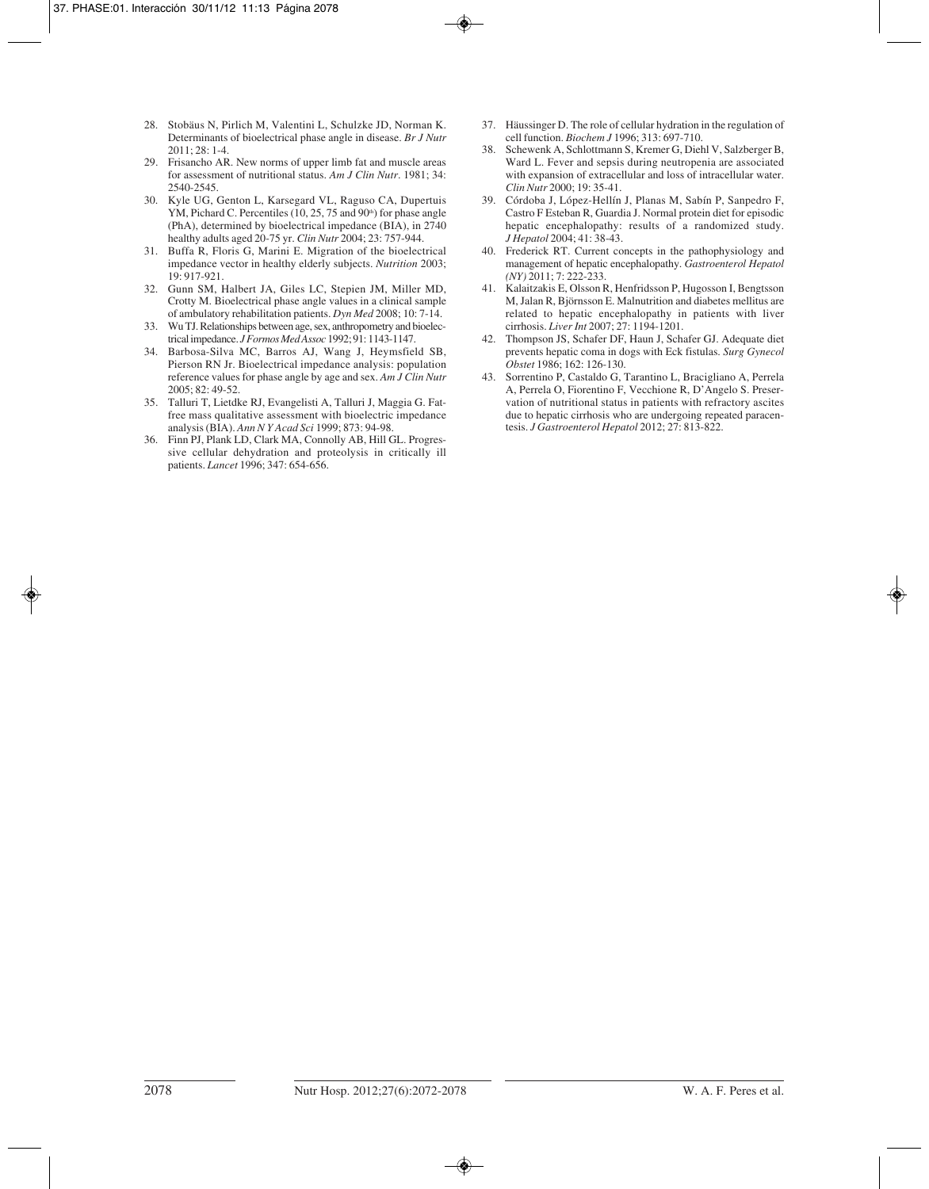28. Stobäus N, Pirlich M, Valentini L, Schulzke JD, Norman K. Determinants of bioelectrical phase angle in disease. *Br J Nutr* 2011; 28: 1-4.
29. Frisancho AR. New norms of upper limb fat and muscle areas for assessment of nutritional status. *Am J Clin Nutr*. 1981; 34: 2540-2545.
30. Kyle UG, Genton L, Karsegard VL, Raguso CA, Dupertuis YM, Pichard C. Percentiles (10, 25, 75 and 90th) for phase angle (PhA), determined by bioelectrical impedance (BIA), in 2740 healthy adults aged 20-75 yr. *Clin Nutr* 2004; 23: 757-944.
31. Buffa R, Floris G, Marini E. Migration of the bioelectrical impedance vector in healthy elderly subjects. *Nutrition* 2003; 19: 917-921.
32. Gunn SM, Halbert JA, Giles LC, Stepien JM, Miller MD, Crotty M. Bioelectrical phase angle values in a clinical sample of ambulatory rehabilitation patients. *Dyn Med* 2008; 10: 7-14.
33. Wu TJ. Relationships between age, sex, anthropometry and bioelectrical impedance. *J Formos Med Assoc* 1992; 91: 1143-1147.
34. Barbosa-Silva MC, Barros AJ, Wang J, Heymsfield SB, Pierson RN Jr. Bioelectrical impedance analysis: population reference values for phase angle by age and sex. *Am J Clin Nutr* 2005; 82: 49-52.
35. Talluri T, Lietdke RJ, Evangelisti A, Talluri J, Maggia G. Fat-free mass qualitative assessment with bioelectric impedance analysis (BIA). *Ann N Y Acad Sci* 1999; 873: 94-98.
36. Finn PJ, Plank LD, Clark MA, Connolly AB, Hill GL. Progressive cellular dehydration and proteolysis in critically ill patients. *Lancet* 1996; 347: 654-656.
37. Häussinger D. The role of cellular hydration in the regulation of cell function. *Biochem J* 1996; 313: 697-710.
38. Schewenk A, Schlottmann S, Kremer G, Diehl V, Salzberger B, Ward L. Fever and sepsis during neutropenia are associated with expansion of extracellular and loss of intracellular water. *Clin Nutr* 2000; 19: 35-41.
39. Córdoba J, López-Hellín J, Planas M, Sabín P, Sanpedro F, Castro F Esteban R, Guardia J. Normal protein diet for episodic hepatic encephalopathy: results of a randomized study. *J Hepatol* 2004; 41: 38-43.
40. Frederick RT. Current concepts in the pathophysiology and management of hepatic encephalopathy. *Gastroenterol Hepatol (NY)* 2011; 7: 222-233.
41. Kalaitzakis E, Olsson R, Henfridsson P, Hugosson I, Bengtsson M, Jalan R, Björnsson E. Malnutrition and diabetes mellitus are related to hepatic encephalopathy in patients with liver cirrhosis. *Liver Int* 2007; 27: 1194-1201.
42. Thompson JS, Schafer DF, Haun J, Schafer GJ. Adequate diet prevents hepatic coma in dogs with Eck fistulas. *Surg Gynecol Obstet* 1986; 162: 126-130.
43. Sorrentino P, Castaldo G, Tarantino L, Bracigliano A, Perrela A, Perrela O, Fiorentino F, Vecchione R, D'Angelo S. Preservation of nutritional status in patients with refractory ascites due to hepatic cirrhosis who are undergoing repeated paracentesis. *J Gastroenterol Hepatol* 2012; 27: 813-822.